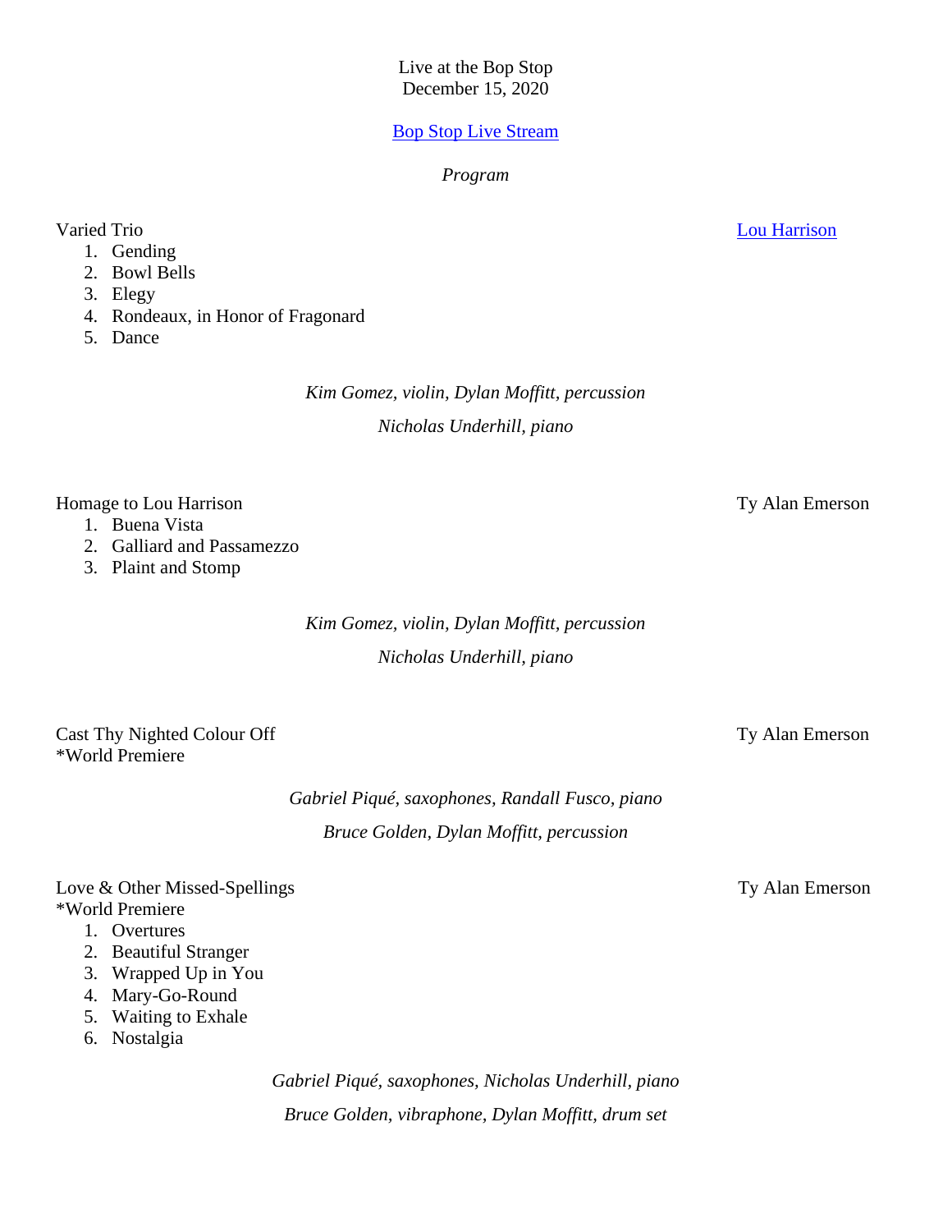Live at the Bop Stop
December 15, 2020

[Bop Stop Live Stream]

*Program*

Varied Trio — [Lou Harrison]

1. Gending
2. Bowl Bells
3. Elegy
4. Rondeaux, in Honor of Fragonard
5. Dance

*Kim Gomez, violin, Dylan Moffitt, percussion*

*Nicholas Underhill, piano*

Homage to Lou Harrison — Ty Alan Emerson

1. Buena Vista
2. Galliard and Passamezzo
3. Plaint and Stomp

*Kim Gomez, violin, Dylan Moffitt, percussion*

*Nicholas Underhill, piano*

Cast Thy Nighted Colour Off — Ty Alan Emerson
*World Premiere

*Gabriel Piqué, saxophones, Randall Fusco, piano*

*Bruce Golden, Dylan Moffitt, percussion*

Love & Other Missed-Spellings — Ty Alan Emerson
*World Premiere

1. Overtures
2. Beautiful Stranger
3. Wrapped Up in You
4. Mary-Go-Round
5. Waiting to Exhale
6. Nostalgia

*Gabriel Piqué, saxophones, Nicholas Underhill, piano*

*Bruce Golden, vibraphone, Dylan Moffitt, drum set*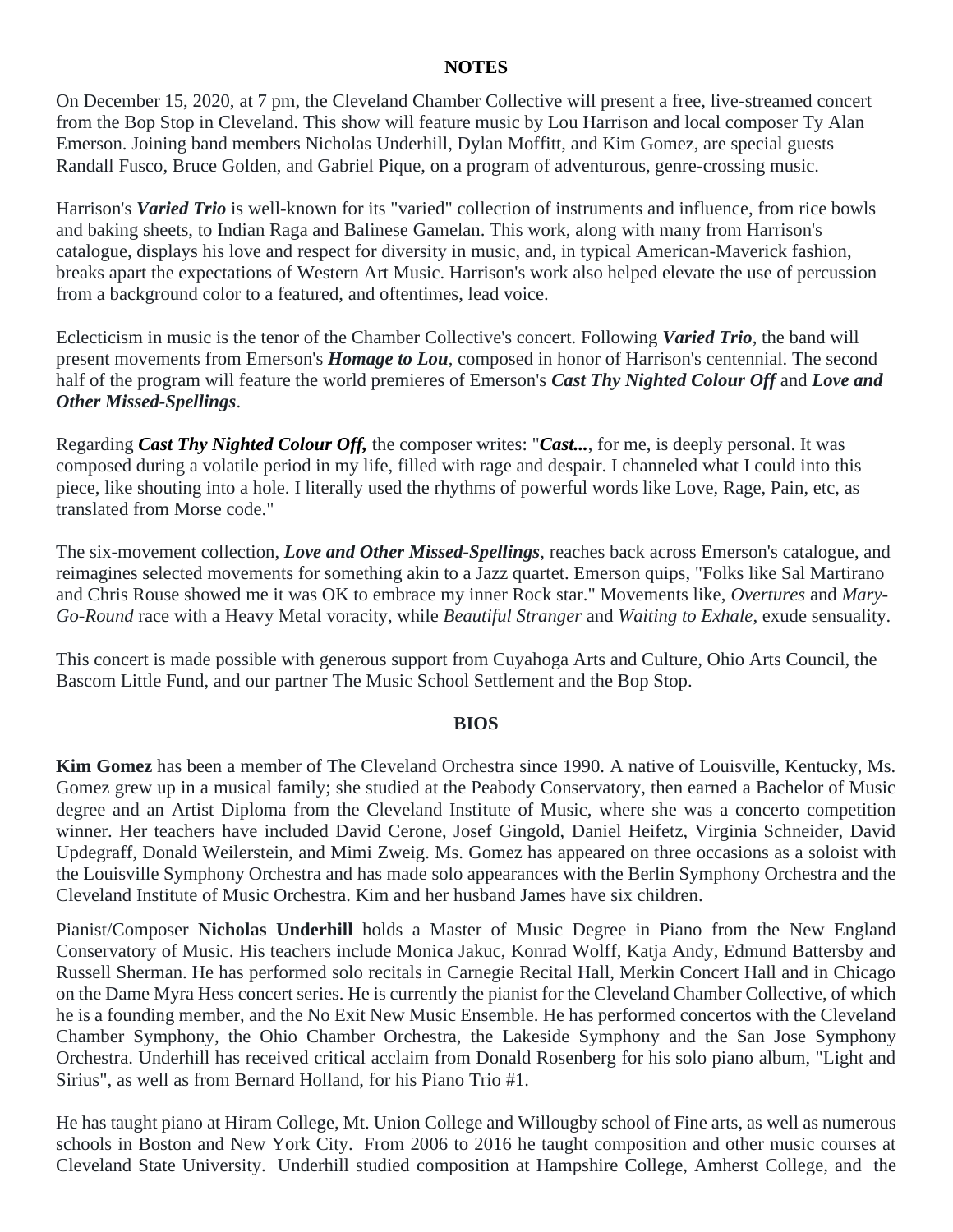## NOTES

On December 15, 2020, at 7 pm, the Cleveland Chamber Collective will present a free, live-streamed concert from the Bop Stop in Cleveland. This show will feature music by Lou Harrison and local composer Ty Alan Emerson. Joining band members Nicholas Underhill, Dylan Moffitt, and Kim Gomez, are special guests Randall Fusco, Bruce Golden, and Gabriel Pique, on a program of adventurous, genre-crossing music.

Harrison's ***Varied Trio*** is well-known for its "varied" collection of instruments and influence, from rice bowls and baking sheets, to Indian Raga and Balinese Gamelan. This work, along with many from Harrison's catalogue, displays his love and respect for diversity in music, and, in typical American-Maverick fashion, breaks apart the expectations of Western Art Music. Harrison's work also helped elevate the use of percussion from a background color to a featured, and oftentimes, lead voice.

Eclecticism in music is the tenor of the Chamber Collective's concert. Following ***Varied Trio***, the band will present movements from Emerson's ***Homage to Lou***, composed in honor of Harrison's centennial. The second half of the program will feature the world premieres of Emerson's ***Cast Thy Nighted Colour Off*** and ***Love and Other Missed-Spellings***.

Regarding ***Cast Thy Nighted Colour Off,*** the composer writes: "***Cast...***, for me, is deeply personal. It was composed during a volatile period in my life, filled with rage and despair. I channeled what I could into this piece, like shouting into a hole. I literally used the rhythms of powerful words like Love, Rage, Pain, etc, as translated from Morse code."

The six-movement collection, ***Love and Other Missed-Spellings***, reaches back across Emerson's catalogue, and reimagines selected movements for something akin to a Jazz quartet. Emerson quips, "Folks like Sal Martirano and Chris Rouse showed me it was OK to embrace my inner Rock star." Movements like, *Overtures* and *Mary-Go-Round* race with a Heavy Metal voracity, while *Beautiful Stranger* and *Waiting to Exhale*, exude sensuality.

This concert is made possible with generous support from Cuyahoga Arts and Culture, Ohio Arts Council, the Bascom Little Fund, and our partner The Music School Settlement and the Bop Stop.

## BIOS

**Kim Gomez** has been a member of The Cleveland Orchestra since 1990. A native of Louisville, Kentucky, Ms. Gomez grew up in a musical family; she studied at the Peabody Conservatory, then earned a Bachelor of Music degree and an Artist Diploma from the Cleveland Institute of Music, where she was a concerto competition winner. Her teachers have included David Cerone, Josef Gingold, Daniel Heifetz, Virginia Schneider, David Updegraff, Donald Weilerstein, and Mimi Zweig. Ms. Gomez has appeared on three occasions as a soloist with the Louisville Symphony Orchestra and has made solo appearances with the Berlin Symphony Orchestra and the Cleveland Institute of Music Orchestra. Kim and her husband James have six children.

Pianist/Composer **Nicholas Underhill** holds a Master of Music Degree in Piano from the New England Conservatory of Music. His teachers include Monica Jakuc, Konrad Wolff, Katja Andy, Edmund Battersby and Russell Sherman. He has performed solo recitals in Carnegie Recital Hall, Merkin Concert Hall and in Chicago on the Dame Myra Hess concert series. He is currently the pianist for the Cleveland Chamber Collective, of which he is a founding member, and the No Exit New Music Ensemble. He has performed concertos with the Cleveland Chamber Symphony, the Ohio Chamber Orchestra, the Lakeside Symphony and the San Jose Symphony Orchestra. Underhill has received critical acclaim from Donald Rosenberg for his solo piano album, "Light and Sirius", as well as from Bernard Holland, for his Piano Trio #1.

He has taught piano at Hiram College, Mt. Union College and Willougby school of Fine arts, as well as numerous schools in Boston and New York City. From 2006 to 2016 he taught composition and other music courses at Cleveland State University. Underhill studied composition at Hampshire College, Amherst College, and the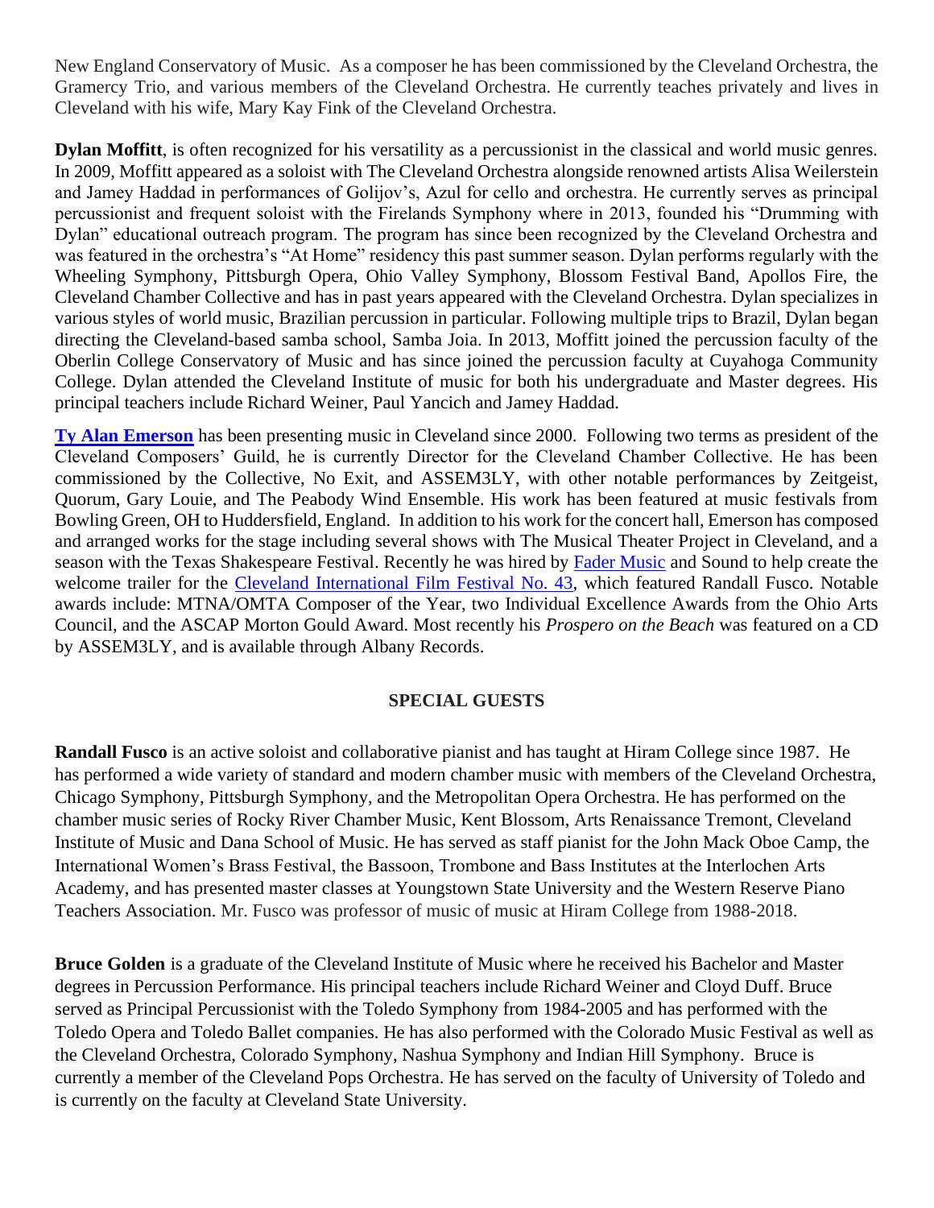New England Conservatory of Music. As a composer he has been commissioned by the Cleveland Orchestra, the Gramercy Trio, and various members of the Cleveland Orchestra. He currently teaches privately and lives in Cleveland with his wife, Mary Kay Fink of the Cleveland Orchestra.

**Dylan Moffitt**, is often recognized for his versatility as a percussionist in the classical and world music genres. In 2009, Moffitt appeared as a soloist with The Cleveland Orchestra alongside renowned artists Alisa Weilerstein and Jamey Haddad in performances of Golijov's, Azul for cello and orchestra. He currently serves as principal percussionist and frequent soloist with the Firelands Symphony where in 2013, founded his "Drumming with Dylan" educational outreach program. The program has since been recognized by the Cleveland Orchestra and was featured in the orchestra's "At Home" residency this past summer season. Dylan performs regularly with the Wheeling Symphony, Pittsburgh Opera, Ohio Valley Symphony, Blossom Festival Band, Apollos Fire, the Cleveland Chamber Collective and has in past years appeared with the Cleveland Orchestra. Dylan specializes in various styles of world music, Brazilian percussion in particular. Following multiple trips to Brazil, Dylan began directing the Cleveland-based samba school, Samba Joia. In 2013, Moffitt joined the percussion faculty of the Oberlin College Conservatory of Music and has since joined the percussion faculty at Cuyahoga Community College. Dylan attended the Cleveland Institute of music for both his undergraduate and Master degrees. His principal teachers include Richard Weiner, Paul Yancich and Jamey Haddad.

**Ty Alan Emerson** has been presenting music in Cleveland since 2000. Following two terms as president of the Cleveland Composers' Guild, he is currently Director for the Cleveland Chamber Collective. He has been commissioned by the Collective, No Exit, and ASSEM3LY, with other notable performances by Zeitgeist, Quorum, Gary Louie, and The Peabody Wind Ensemble. His work has been featured at music festivals from Bowling Green, OH to Huddersfield, England. In addition to his work for the concert hall, Emerson has composed and arranged works for the stage including several shows with The Musical Theater Project in Cleveland, and a season with the Texas Shakespeare Festival. Recently he was hired by Fader Music and Sound to help create the welcome trailer for the Cleveland International Film Festival No. 43, which featured Randall Fusco. Notable awards include: MTNA/OMTA Composer of the Year, two Individual Excellence Awards from the Ohio Arts Council, and the ASCAP Morton Gould Award. Most recently his *Prospero on the Beach* was featured on a CD by ASSEM3LY, and is available through Albany Records.

## SPECIAL GUESTS

**Randall Fusco** is an active soloist and collaborative pianist and has taught at Hiram College since 1987. He has performed a wide variety of standard and modern chamber music with members of the Cleveland Orchestra, Chicago Symphony, Pittsburgh Symphony, and the Metropolitan Opera Orchestra. He has performed on the chamber music series of Rocky River Chamber Music, Kent Blossom, Arts Renaissance Tremont, Cleveland Institute of Music and Dana School of Music. He has served as staff pianist for the John Mack Oboe Camp, the International Women's Brass Festival, the Bassoon, Trombone and Bass Institutes at the Interlochen Arts Academy, and has presented master classes at Youngstown State University and the Western Reserve Piano Teachers Association. Mr. Fusco was professor of music of music at Hiram College from 1988-2018.

**Bruce Golden** is a graduate of the Cleveland Institute of Music where he received his Bachelor and Master degrees in Percussion Performance. His principal teachers include Richard Weiner and Cloyd Duff. Bruce served as Principal Percussionist with the Toledo Symphony from 1984-2005 and has performed with the Toledo Opera and Toledo Ballet companies. He has also performed with the Colorado Music Festival as well as the Cleveland Orchestra, Colorado Symphony, Nashua Symphony and Indian Hill Symphony. Bruce is currently a member of the Cleveland Pops Orchestra. He has served on the faculty of University of Toledo and is currently on the faculty at Cleveland State University.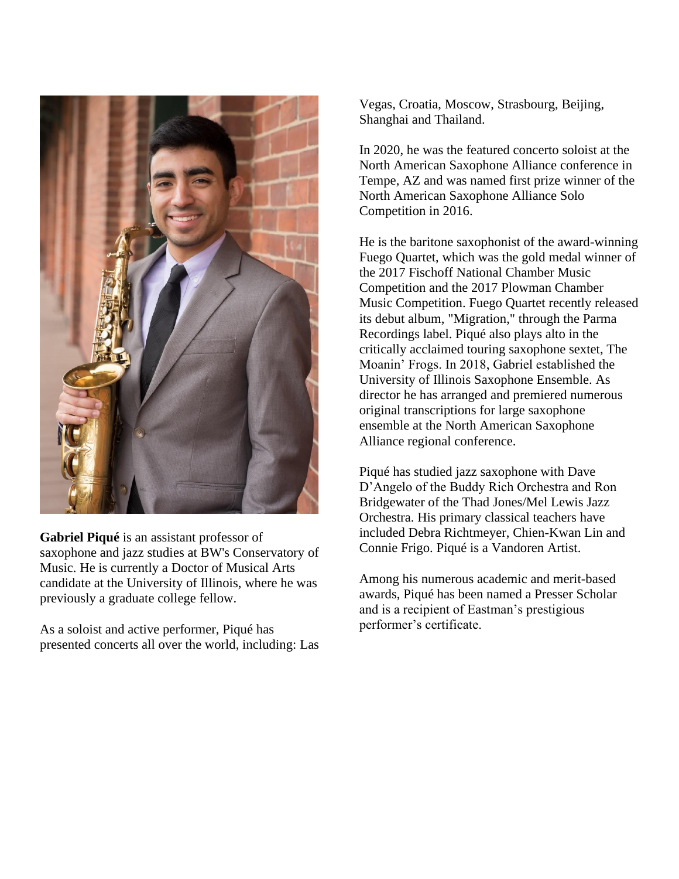**Gabriel Piqué** is an assistant professor of saxophone and jazz studies at BW's Conservatory of Music. He is currently a Doctor of Musical Arts candidate at the University of Illinois, where he was previously a graduate college fellow.

As a soloist and active performer, Piqué has presented concerts all over the world, including: Las Vegas, Croatia, Moscow, Strasbourg, Beijing, Shanghai and Thailand.

In 2020, he was the featured concerto soloist at the North American Saxophone Alliance conference in Tempe, AZ and was named first prize winner of the North American Saxophone Alliance Solo Competition in 2016.

He is the baritone saxophonist of the award-winning Fuego Quartet, which was the gold medal winner of the 2017 Fischoff National Chamber Music Competition and the 2017 Plowman Chamber Music Competition. Fuego Quartet recently released its debut album, "Migration," through the Parma Recordings label. Piqué also plays alto in the critically acclaimed touring saxophone sextet, The Moanin' Frogs. In 2018, Gabriel established the University of Illinois Saxophone Ensemble. As director he has arranged and premiered numerous original transcriptions for large saxophone ensemble at the North American Saxophone Alliance regional conference.

Piqué has studied jazz saxophone with Dave D'Angelo of the Buddy Rich Orchestra and Ron Bridgewater of the Thad Jones/Mel Lewis Jazz Orchestra. His primary classical teachers have included Debra Richtmeyer, Chien-Kwan Lin and Connie Frigo. Piqué is a Vandoren Artist.

Among his numerous academic and merit-based awards, Piqué has been named a Presser Scholar and is a recipient of Eastman's prestigious performer's certificate.